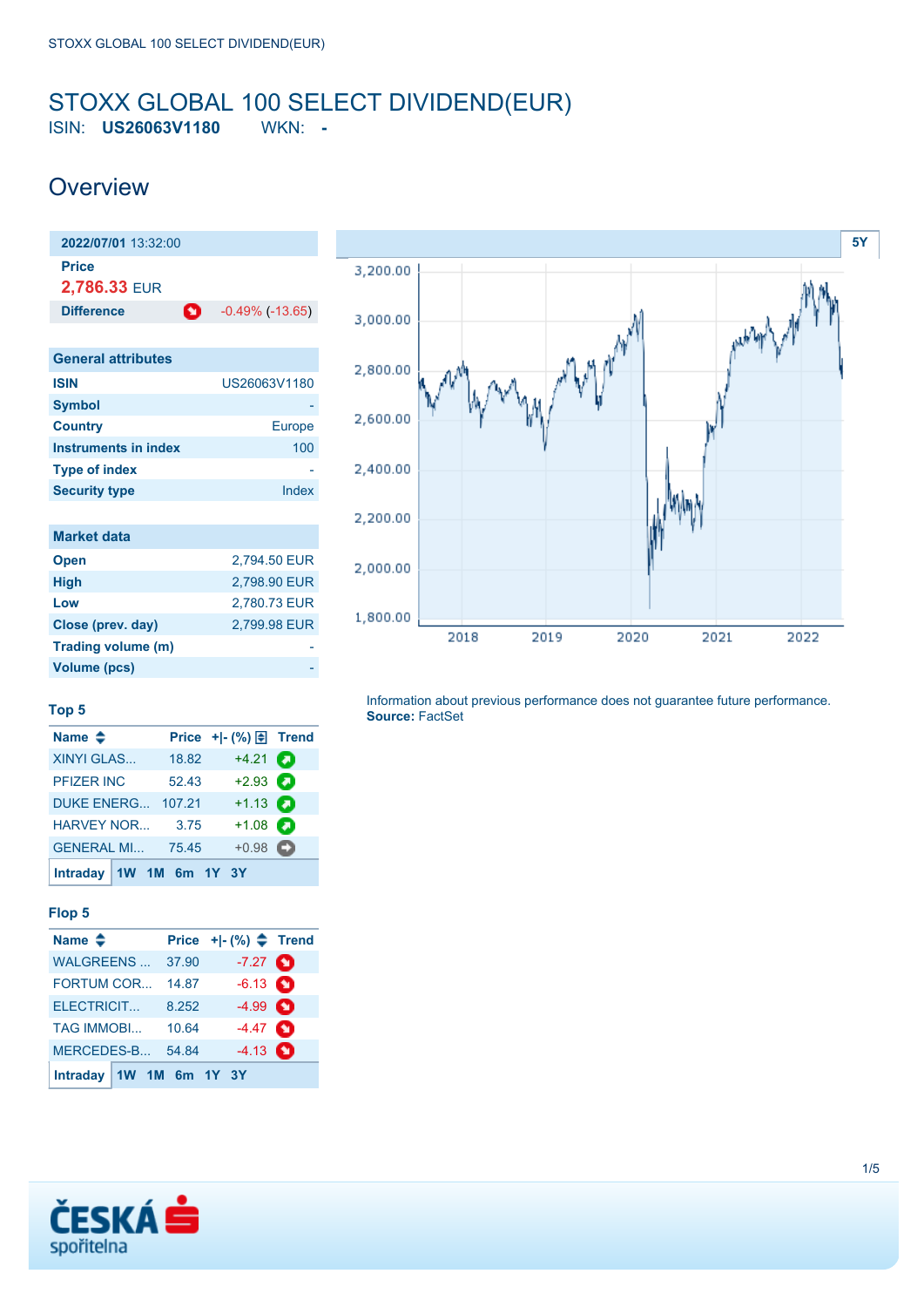# STOXX GLOBAL 100 SELECT DIVIDEND(EUR)

ISIN: **US26063V1180** WKN: **-**

## Overview

| 2022/07/01 13:32:00 | |
|---|---|
| **Price** | |
| **2,786.33** EUR | |
| **Difference** | -0.49% (-13.65) |

| General attributes | |
|---|---|
| **ISIN** | US26063V1180 |
| **Symbol** | - |
| **Country** | Europe |
| **Instruments in index** | 100 |
| **Type of index** | - |
| **Security type** | Index |

| Market data | |
|---|---|
| **Open** | 2,794.50 EUR |
| **High** | 2,798.90 EUR |
| **Low** | 2,780.73 EUR |
| **Close (prev. day)** | 2,799.98 EUR |
| **Trading volume (m)** | - |
| **Volume (pcs)** | - |

5Y

Information about previous performance does not guarantee future performance.
**Source:** FactSet

### Top 5

| Name | Price | +\|- (%) | Trend |
|---|---|---|---|
| XINYI GLAS... | 18.82 | +4.21 | |
| PFIZER INC | 52.43 | +2.93 | |
| DUKE ENERG... | 107.21 | +1.13 | |
| HARVEY NOR... | 3.75 | +1.08 | |
| GENERAL MI... | 75.45 | +0.98 | |

Intraday 1W 1M 6m 1Y 3Y

### Flop 5

| Name | Price | +\|- (%) | Trend |
|---|---|---|---|
| WALGREENS ... | 37.90 | -7.27 | |
| FORTUM COR... | 14.87 | -6.13 | |
| ELECTRICIT... | 8.252 | -4.99 | |
| TAG IMMOBI... | 10.64 | -4.47 | |
| MERCEDES-B... | 54.84 | -4.13 | |

Intraday 1W 1M 6m 1Y 3Y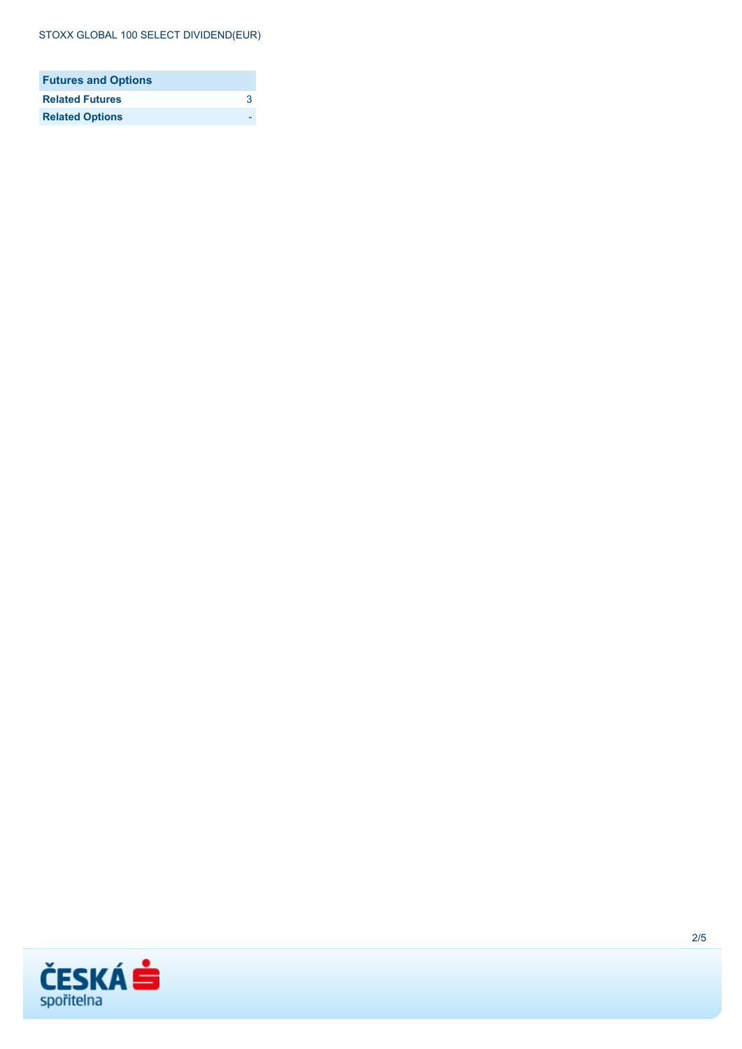| Futures and Options | |
| --- | --- |
| **Related Futures** | 3 |
| **Related Options** | - |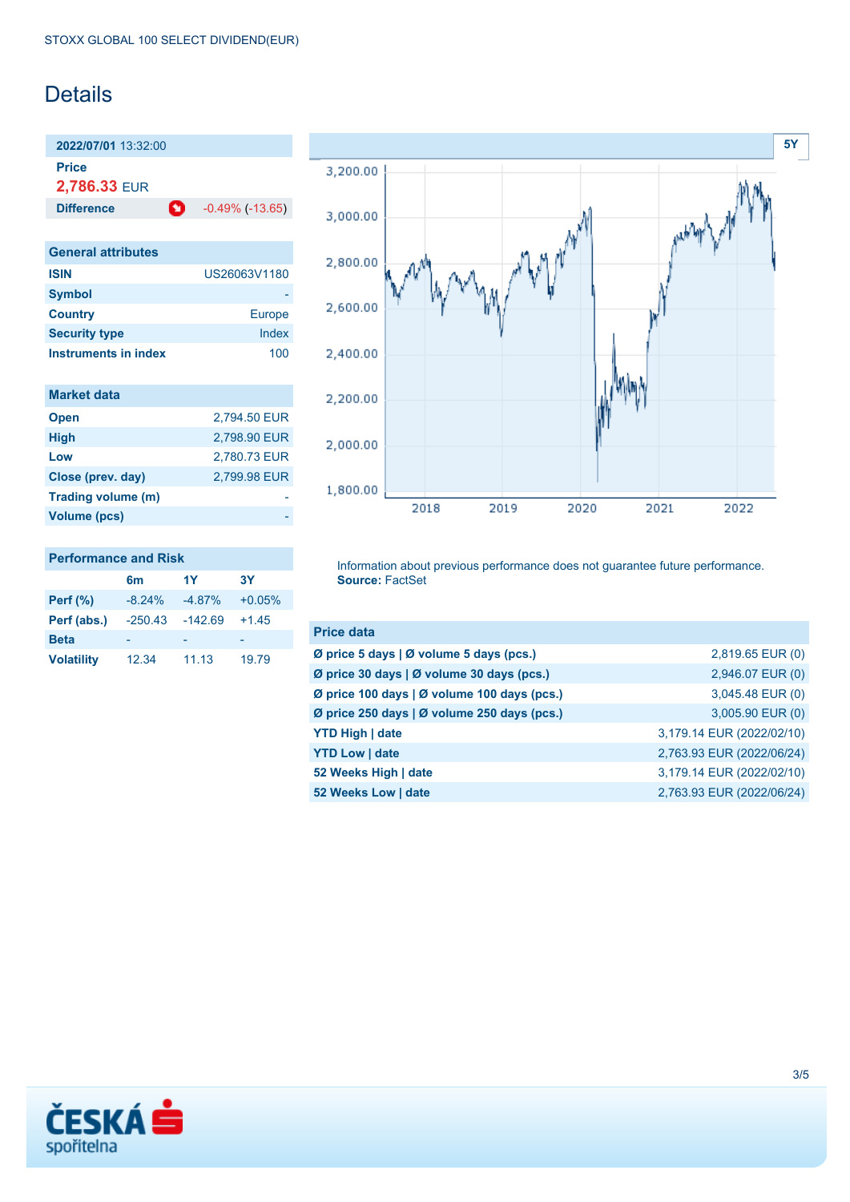STOXX GLOBAL 100 SELECT DIVIDEND(EUR)

# Details

**2022/07/01** 13:32:00

**Price**

**2,786.33** EUR

**Difference** -0.49% (-13.65)

| General attributes | |
|---|---|
| ISIN | US26063V1180 |
| Symbol | - |
| Country | Europe |
| Security type | Index |
| Instruments in index | 100 |

| Market data | |
|---|---|
| Open | 2,794.50 EUR |
| High | 2,798.90 EUR |
| Low | 2,780.73 EUR |
| Close (prev. day) | 2,799.98 EUR |
| Trading volume (m) | - |
| Volume (pcs) | - |

| Performance and Risk | 6m | 1Y | 3Y |
|---|---|---|---|
| Perf (%) | -8.24% | -4.87% | +0.05% |
| Perf (abs.) | -250.43 | -142.69 | +1.45 |
| Beta | - | - | - |
| Volatility | 12.34 | 11.13 | 19.79 |

Information about previous performance does not guarantee future performance.
**Source:** FactSet

| Price data | |
|---|---|
| Ø price 5 days \| Ø volume 5 days (pcs.) | 2,819.65 EUR (0) |
| Ø price 30 days \| Ø volume 30 days (pcs.) | 2,946.07 EUR (0) |
| Ø price 100 days \| Ø volume 100 days (pcs.) | 3,045.48 EUR (0) |
| Ø price 250 days \| Ø volume 250 days (pcs.) | 3,005.90 EUR (0) |
| YTD High \| date | 3,179.14 EUR (2022/02/10) |
| YTD Low \| date | 2,763.93 EUR (2022/06/24) |
| 52 Weeks High \| date | 3,179.14 EUR (2022/02/10) |
| 52 Weeks Low \| date | 2,763.93 EUR (2022/06/24) |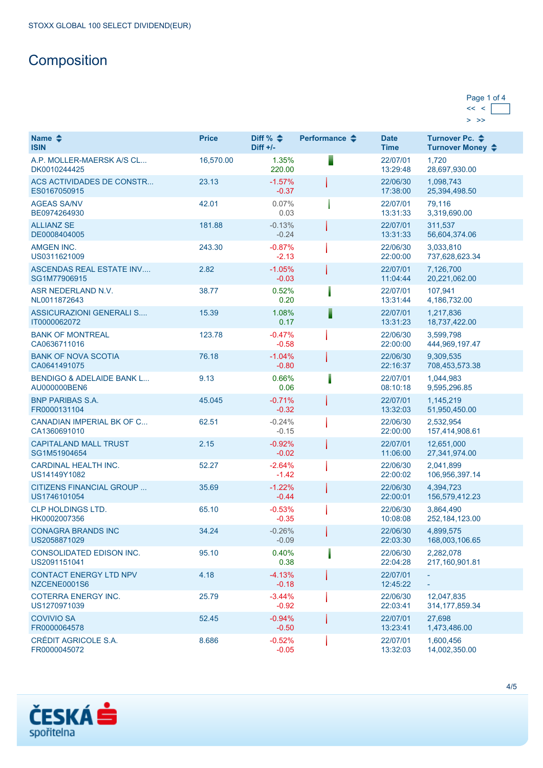STOXX GLOBAL 100 SELECT DIVIDEND(EUR)

# Composition

Page 1 of 4

| Name<br>ISIN | Price | Diff %<br>Diff +/- | Performance | Date<br>Time | Turnover Pc.<br>Turnover Money |
|---|---|---|---|---|---|
| A.P. MOLLER-MAERSK A/S CL...<br>DK0010244425 | 16,570.00 | 1.35%<br>220.00 | | 22/07/01<br>13:29:48 | 1,720<br>28,697,930.00 |
| ACS ACTIVIDADES DE CONSTR...<br>ES0167050915 | 23.13 | -1.57%<br>-0.37 | | 22/06/30<br>17:38:00 | 1,098,743<br>25,394,498.50 |
| AGEAS SA/NV<br>BE0974264930 | 42.01 | 0.07%<br>0.03 | | 22/07/01<br>13:31:33 | 79,116<br>3,319,690.00 |
| ALLIANZ SE<br>DE0008404005 | 181.88 | -0.13%<br>-0.24 | | 22/07/01<br>13:31:33 | 311,537<br>56,604,374.06 |
| AMGEN INC.<br>US0311621009 | 243.30 | -0.87%<br>-2.13 | | 22/06/30<br>22:00:00 | 3,033,810<br>737,628,623.34 |
| ASCENDAS REAL ESTATE INV....<br>SG1M77906915 | 2.82 | -1.05%<br>-0.03 | | 22/07/01<br>11:04:44 | 7,126,700<br>20,221,062.00 |
| ASR NEDERLAND N.V.<br>NL0011872643 | 38.77 | 0.52%<br>0.20 | | 22/07/01<br>13:31:44 | 107,941<br>4,186,732.00 |
| ASSICURAZIONI GENERALI S....<br>IT0000062072 | 15.39 | 1.08%<br>0.17 | | 22/07/01<br>13:31:23 | 1,217,836<br>18,737,422.00 |
| BANK OF MONTREAL<br>CA0636711016 | 123.78 | -0.47%<br>-0.58 | | 22/06/30<br>22:00:00 | 3,599,798<br>444,969,197.47 |
| BANK OF NOVA SCOTIA<br>CA0641491075 | 76.18 | -1.04%<br>-0.80 | | 22/06/30<br>22:16:37 | 9,309,535<br>708,453,573.38 |
| BENDIGO & ADELAIDE BANK L...<br>AU000000BEN6 | 9.13 | 0.66%<br>0.06 | | 22/07/01<br>08:10:18 | 1,044,983<br>9,595,296.85 |
| BNP PARIBAS S.A.<br>FR0000131104 | 45.045 | -0.71%<br>-0.32 | | 22/07/01<br>13:32:03 | 1,145,219<br>51,950,450.00 |
| CANADIAN IMPERIAL BK OF C...<br>CA1360691010 | 62.51 | -0.24%<br>-0.15 | | 22/06/30<br>22:00:00 | 2,532,954<br>157,414,908.61 |
| CAPITALAND MALL TRUST<br>SG1M51904654 | 2.15 | -0.92%<br>-0.02 | | 22/07/01<br>11:06:00 | 12,651,000<br>27,341,974.00 |
| CARDINAL HEALTH INC.<br>US14149Y1082 | 52.27 | -2.64%<br>-1.42 | | 22/06/30<br>22:00:02 | 2,041,899<br>106,956,397.14 |
| CITIZENS FINANCIAL GROUP ...<br>US1746101054 | 35.69 | -1.22%<br>-0.44 | | 22/06/30<br>22:00:01 | 4,394,723<br>156,579,412.23 |
| CLP HOLDINGS LTD.<br>HK0002007356 | 65.10 | -0.53%<br>-0.35 | | 22/06/30<br>10:08:08 | 3,864,490<br>252,184,123.00 |
| CONAGRA BRANDS INC<br>US2058871029 | 34.24 | -0.26%<br>-0.09 | | 22/06/30<br>22:03:30 | 4,899,575<br>168,003,106.65 |
| CONSOLIDATED EDISON INC.<br>US2091151041 | 95.10 | 0.40%<br>0.38 | | 22/06/30<br>22:04:28 | 2,282,078<br>217,160,901.81 |
| CONTACT ENERGY LTD NPV<br>NZCENE0001S6 | 4.18 | -4.13%<br>-0.18 | | 22/07/01<br>12:45:22 | -<br>- |
| COTERRA ENERGY INC.<br>US1270971039 | 25.79 | -3.44%<br>-0.92 | | 22/06/30<br>22:03:41 | 12,047,835<br>314,177,859.34 |
| COVIVIO SA<br>FR0000064578 | 52.45 | -0.94%<br>-0.50 | | 22/07/01<br>13:23:41 | 27,698<br>1,473,486.00 |
| CRÉDIT AGRICOLE S.A.<br>FR0000045072 | 8.686 | -0.52%<br>-0.05 | | 22/07/01<br>13:32:03 | 1,600,456<br>14,002,350.00 |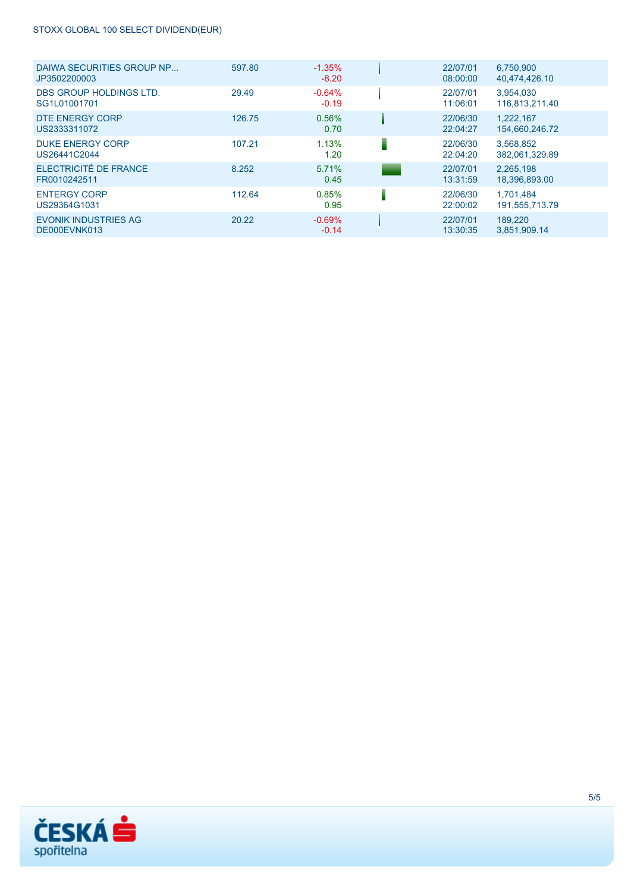STOXX GLOBAL 100 SELECT DIVIDEND(EUR)

| | | | | | |
|---|---|---|---|---|---|
| DAIWA SECURITIES GROUP NP... JP3502200003 | 597.80 | -1.35% -8.20 | | 22/07/01 08:00:00 | 6,750,900 40,474,426.10 |
| DBS GROUP HOLDINGS LTD. SG1L01001701 | 29.49 | -0.64% -0.19 | | 22/07/01 11:06:01 | 3,954,030 116,813,211.40 |
| DTE ENERGY CORP US2333311072 | 126.75 | 0.56% 0.70 | | 22/06/30 22:04:27 | 1,222,167 154,660,246.72 |
| DUKE ENERGY CORP US26441C2044 | 107.21 | 1.13% 1.20 | | 22/06/30 22:04:20 | 3,568,852 382,061,329.89 |
| ELECTRICITÉ DE FRANCE FR0010242511 | 8.252 | 5.71% 0.45 | | 22/07/01 13:31:59 | 2,265,198 18,396,893.00 |
| ENTERGY CORP US29364G1031 | 112.64 | 0.85% 0.95 | | 22/06/30 22:00:02 | 1,701,484 191,555,713.79 |
| EVONIK INDUSTRIES AG DE000EVNK013 | 20.22 | -0.69% -0.14 | | 22/07/01 13:30:35 | 189,220 3,851,909.14 |